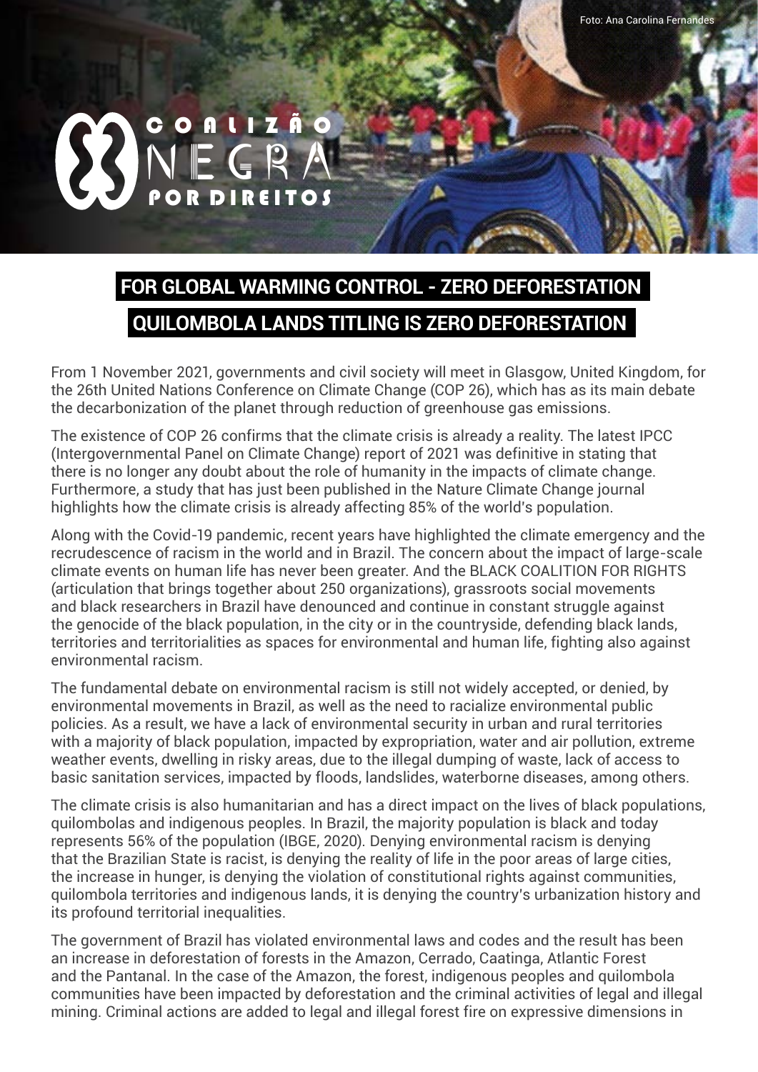Foto: Ana Carolina Fernandes

COALIZÃO NEGRA POR DIREITOS

# FOR GLOBAL WARMING CONTROL - ZERO DEFORESTATION

# QUILOMBOLA LANDS TITLING IS ZERO DEFORESTATION

From 1 November 2021, governments and civil society will meet in Glasgow, United Kingdom, for the 26th United Nations Conference on Climate Change (COP 26), which has as its main debate the decarbonization of the planet through reduction of greenhouse gas emissions.

The existence of COP 26 confirms that the climate crisis is already a reality. The latest IPCC (Intergovernmental Panel on Climate Change) report of 2021 was definitive in stating that there is no longer any doubt about the role of humanity in the impacts of climate change. Furthermore, a study that has just been published in the Nature Climate Change journal highlights how the climate crisis is already affecting 85% of the world's population.

Along with the Covid-19 pandemic, recent years have highlighted the climate emergency and the recrudescence of racism in the world and in Brazil. The concern about the impact of large-scale climate events on human life has never been greater. And the BLACK COALITION FOR RIGHTS (articulation that brings together about 250 organizations), grassroots social movements and black researchers in Brazil have denounced and continue in constant struggle against the genocide of the black population, in the city or in the countryside, defending black lands, territories and territorialities as spaces for environmental and human life, fighting also against environmental racism.

The fundamental debate on environmental racism is still not widely accepted, or denied, by environmental movements in Brazil, as well as the need to racialize environmental public policies. As a result, we have a lack of environmental security in urban and rural territories with a majority of black population, impacted by expropriation, water and air pollution, extreme weather events, dwelling in risky areas, due to the illegal dumping of waste, lack of access to basic sanitation services, impacted by floods, landslides, waterborne diseases, among others.

The climate crisis is also humanitarian and has a direct impact on the lives of black populations, quilombolas and indigenous peoples. In Brazil, the majority population is black and today represents 56% of the population (IBGE, 2020). Denying environmental racism is denying that the Brazilian State is racist, is denying the reality of life in the poor areas of large cities, the increase in hunger, is denying the violation of constitutional rights against communities, quilombola territories and indigenous lands, it is denying the country's urbanization history and its profound territorial inequalities.

The government of Brazil has violated environmental laws and codes and the result has been an increase in deforestation of forests in the Amazon, Cerrado, Caatinga, Atlantic Forest and the Pantanal. In the case of the Amazon, the forest, indigenous peoples and quilombola communities have been impacted by deforestation and the criminal activities of legal and illegal mining. Criminal actions are added to legal and illegal forest fire on expressive dimensions in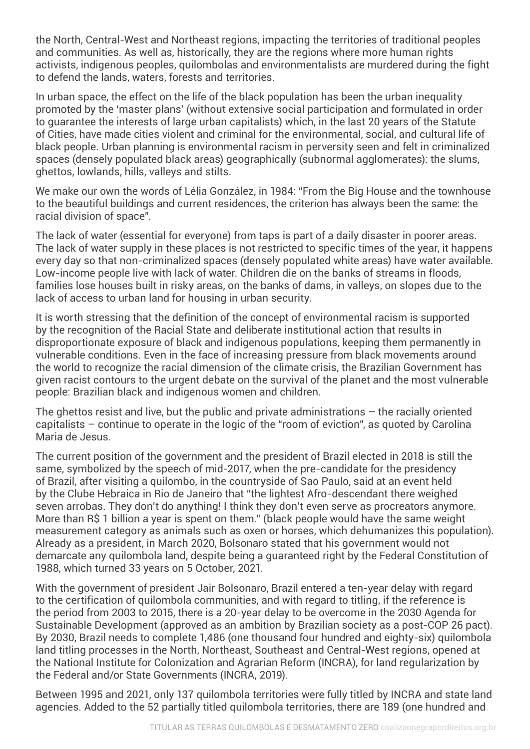the North, Central-West and Northeast regions, impacting the territories of traditional peoples and communities. As well as, historically, they are the regions where more human rights activists, indigenous peoples, quilombolas and environmentalists are murdered during the fight to defend the lands, waters, forests and territories.

In urban space, the effect on the life of the black population has been the urban inequality promoted by the 'master plans' (without extensive social participation and formulated in order to guarantee the interests of large urban capitalists) which, in the last 20 years of the Statute of Cities, have made cities violent and criminal for the environmental, social, and cultural life of black people. Urban planning is environmental racism in perversity seen and felt in criminalized spaces (densely populated black areas) geographically (subnormal agglomerates): the slums, ghettos, lowlands, hills, valleys and stilts.

We make our own the words of Lélia González, in 1984: "From the Big House and the townhouse to the beautiful buildings and current residences, the criterion has always been the same: the racial division of space".

The lack of water (essential for everyone) from taps is part of a daily disaster in poorer areas. The lack of water supply in these places is not restricted to specific times of the year, it happens every day so that non-criminalized spaces (densely populated white areas) have water available. Low-income people live with lack of water. Children die on the banks of streams in floods, families lose houses built in risky areas, on the banks of dams, in valleys, on slopes due to the lack of access to urban land for housing in urban security.

It is worth stressing that the definition of the concept of environmental racism is supported by the recognition of the Racial State and deliberate institutional action that results in disproportionate exposure of black and indigenous populations, keeping them permanently in vulnerable conditions. Even in the face of increasing pressure from black movements around the world to recognize the racial dimension of the climate crisis, the Brazilian Government has given racist contours to the urgent debate on the survival of the planet and the most vulnerable people: Brazilian black and indigenous women and children.

The ghettos resist and live, but the public and private administrations – the racially oriented capitalists – continue to operate in the logic of the "room of eviction", as quoted by Carolina Maria de Jesus.

The current position of the government and the president of Brazil elected in 2018 is still the same, symbolized by the speech of mid-2017, when the pre-candidate for the presidency of Brazil, after visiting a quilombo, in the countryside of Sao Paulo, said at an event held by the Clube Hebraica in Rio de Janeiro that "the lightest Afro-descendant there weighed seven arrobas. They don't do anything! I think they don't even serve as procreators anymore. More than R$ 1 billion a year is spent on them." (black people would have the same weight measurement category as animals such as oxen or horses, which dehumanizes this population). Already as a president, in March 2020, Bolsonaro stated that his government would not demarcate any quilombola land, despite being a guaranteed right by the Federal Constitution of 1988, which turned 33 years on 5 October, 2021.

With the government of president Jair Bolsonaro, Brazil entered a ten-year delay with regard to the certification of quilombola communities, and with regard to titling, if the reference is the period from 2003 to 2015, there is a 20-year delay to be overcome in the 2030 Agenda for Sustainable Development (approved as an ambition by Brazilian society as a post-COP 26 pact). By 2030, Brazil needs to complete 1,486 (one thousand four hundred and eighty-six) quilombola land titling processes in the North, Northeast, Southeast and Central-West regions, opened at the National Institute for Colonization and Agrarian Reform (INCRA), for land regularization by the Federal and/or State Governments (INCRA, 2019).

Between 1995 and 2021, only 137 quilombola territories were fully titled by INCRA and state land agencies. Added to the 52 partially titled quilombola territories, there are 189 (one hundred and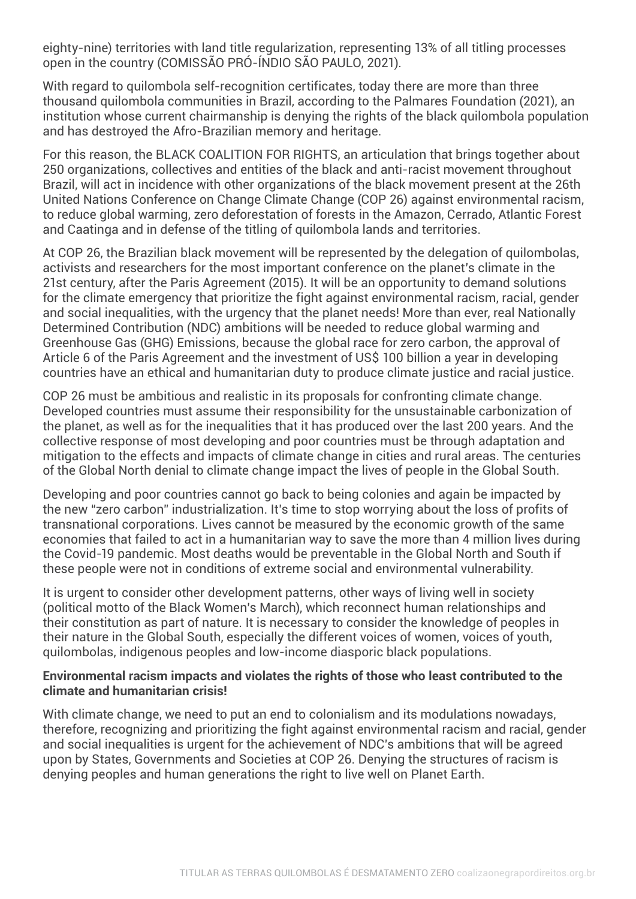eighty-nine) territories with land title regularization, representing 13% of all titling processes open in the country (COMISSÃO PRÓ-ÍNDIO SÃO PAULO, 2021).

With regard to quilombola self-recognition certificates, today there are more than three thousand quilombola communities in Brazil, according to the Palmares Foundation (2021), an institution whose current chairmanship is denying the rights of the black quilombola population and has destroyed the Afro-Brazilian memory and heritage.

For this reason, the BLACK COALITION FOR RIGHTS, an articulation that brings together about 250 organizations, collectives and entities of the black and anti-racist movement throughout Brazil, will act in incidence with other organizations of the black movement present at the 26th United Nations Conference on Change Climate Change (COP 26) against environmental racism, to reduce global warming, zero deforestation of forests in the Amazon, Cerrado, Atlantic Forest and Caatinga and in defense of the titling of quilombola lands and territories.

At COP 26, the Brazilian black movement will be represented by the delegation of quilombolas, activists and researchers for the most important conference on the planet's climate in the 21st century, after the Paris Agreement (2015). It will be an opportunity to demand solutions for the climate emergency that prioritize the fight against environmental racism, racial, gender and social inequalities, with the urgency that the planet needs! More than ever, real Nationally Determined Contribution (NDC) ambitions will be needed to reduce global warming and Greenhouse Gas (GHG) Emissions, because the global race for zero carbon, the approval of Article 6 of the Paris Agreement and the investment of US$ 100 billion a year in developing countries have an ethical and humanitarian duty to produce climate justice and racial justice.

COP 26 must be ambitious and realistic in its proposals for confronting climate change. Developed countries must assume their responsibility for the unsustainable carbonization of the planet, as well as for the inequalities that it has produced over the last 200 years. And the collective response of most developing and poor countries must be through adaptation and mitigation to the effects and impacts of climate change in cities and rural areas. The centuries of the Global North denial to climate change impact the lives of people in the Global South.

Developing and poor countries cannot go back to being colonies and again be impacted by the new "zero carbon" industrialization. It's time to stop worrying about the loss of profits of transnational corporations. Lives cannot be measured by the economic growth of the same economies that failed to act in a humanitarian way to save the more than 4 million lives during the Covid-19 pandemic. Most deaths would be preventable in the Global North and South if these people were not in conditions of extreme social and environmental vulnerability.

It is urgent to consider other development patterns, other ways of living well in society (political motto of the Black Women's March), which reconnect human relationships and their constitution as part of nature. It is necessary to consider the knowledge of peoples in their nature in the Global South, especially the different voices of women, voices of youth, quilombolas, indigenous peoples and low-income diasporic black populations.

**Environmental racism impacts and violates the rights of those who least contributed to the climate and humanitarian crisis!**

With climate change, we need to put an end to colonialism and its modulations nowadays, therefore, recognizing and prioritizing the fight against environmental racism and racial, gender and social inequalities is urgent for the achievement of NDC's ambitions that will be agreed upon by States, Governments and Societies at COP 26. Denying the structures of racism is denying peoples and human generations the right to live well on Planet Earth.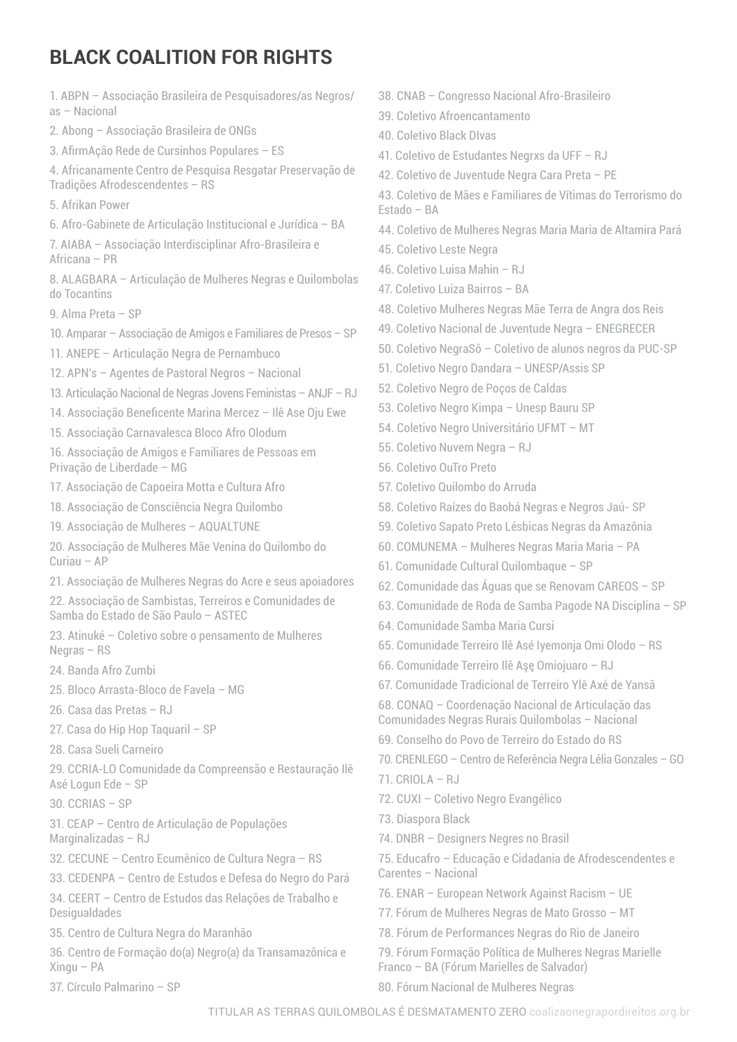## BLACK COALITION FOR RIGHTS

1. ABPN – Associação Brasileira de Pesquisadores/as Negros/as – Nacional
2. Abong – Associação Brasileira de ONGs
3. AfirmAção Rede de Cursinhos Populares – ES
4. Africanamente Centro de Pesquisa Resgatar Preservação de Tradições Afrodescendentes – RS
5. Afrikan Power
6. Afro-Gabinete de Articulação Institucional e Jurídica – BA
7. AIABA – Associação Interdisciplinar Afro-Brasileira e Africana – PR
8. ALAGBARA – Articulação de Mulheres Negras e Quilombolas do Tocantins
9. Alma Preta – SP
10. Amparar – Associação de Amigos e Familiares de Presos – SP
11. ANEPE – Articulação Negra de Pernambuco
12. APN's – Agentes de Pastoral Negros – Nacional
13. Articulação Nacional de Negras Jovens Feministas – ANJF – RJ
14. Associação Beneficente Marina Mercez – Ilê Ase Oju Ewe
15. Associação Carnavalesca Bloco Afro Olodum
16. Associação de Amigos e Familiares de Pessoas em Privação de Liberdade – MG
17. Associação de Capoeira Motta e Cultura Afro
18. Associação de Consciência Negra Quilombo
19. Associação de Mulheres – AQUALTUNE
20. Associação de Mulheres Mãe Venina do Quilombo do Curiau – AP
21. Associação de Mulheres Negras do Acre e seus apoiadores
22. Associação de Sambistas, Terreiros e Comunidades de Samba do Estado de São Paulo – ASTEC
23. Atinuké – Coletivo sobre o pensamento de Mulheres Negras – RS
24. Banda Afro Zumbi
25. Bloco Arrasta-Bloco de Favela – MG
26. Casa das Pretas – RJ
27. Casa do Hip Hop Taquaril – SP
28. Casa Sueli Carneiro
29. CCRIA-LO Comunidade da Compreensão e Restauração Ilê Asé Logun Ede – SP
30. CCRIAS – SP
31. CEAP – Centro de Articulação de Populações Marginalizadas – RJ
32. CECUNE – Centro Ecumênico de Cultura Negra – RS
33. CEDENPA – Centro de Estudos e Defesa do Negro do Pará
34. CEERT – Centro de Estudos das Relações de Trabalho e Desigualdades
35. Centro de Cultura Negra do Maranhão
36. Centro de Formação do(a) Negro(a) da Transamazônica e Xingu – PA
37. Círculo Palmarino – SP
38. CNAB – Congresso Nacional Afro-Brasileiro
39. Coletivo Afroencantamento
40. Coletivo Black DIvas
41. Coletivo de Estudantes Negrxs da UFF – RJ
42. Coletivo de Juventude Negra Cara Preta – PE
43. Coletivo de Mães e Familiares de Vítimas do Terrorismo do Estado – BA
44. Coletivo de Mulheres Negras Maria Maria de Altamira Pará
45. Coletivo Leste Negra
46. Coletivo Luisa Mahin – RJ
47. Coletivo Luiza Bairros – BA
48. Coletivo Mulheres Negras Mãe Terra de Angra dos Reis
49. Coletivo Nacional de Juventude Negra – ENEGRECER
50. Coletivo NegraSô – Coletivo de alunos negros da PUC-SP
51. Coletivo Negro Dandara – UNESP/Assis SP
52. Coletivo Negro de Poços de Caldas
53. Coletivo Negro Kimpa – Unesp Bauru SP
54. Coletivo Negro Universitário UFMT – MT
55. Coletivo Nuvem Negra – RJ
56. Coletivo OuTro Preto
57. Coletivo Quilombo do Arruda
58. Coletivo Raízes do Baobá Negras e Negros Jaú- SP
59. Coletivo Sapato Preto Lésbicas Negras da Amazônia
60. COMUNEMA – Mulheres Negras Maria Maria – PA
61. Comunidade Cultural Quilombaque – SP
62. Comunidade das Águas que se Renovam CAREOS – SP
63. Comunidade de Roda de Samba Pagode NA Disciplina – SP
64. Comunidade Samba Maria Cursi
65. Comunidade Terreiro Ilê Asé Iyemonja Omi Olodo – RS
66. Comunidade Terreiro Ilê Aşę Omiojuaro – RJ
67. Comunidade Tradicional de Terreiro Ylê Axé de Yansã
68. CONAQ – Coordenação Nacional de Articulação das Comunidades Negras Rurais Quilombolas – Nacional
69. Conselho do Povo de Terreiro do Estado do RS
70. CRENLEGO – Centro de Referência Negra Lélia Gonzales – GO
71. CRIOLA – RJ
72. CUXI – Coletivo Negro Evangélico
73. Diaspora Black
74. DNBR – Designers Negres no Brasil
75. Educafro – Educação e Cidadania de Afrodescendentes e Carentes – Nacional
76. ENAR – European Network Against Racism – UE
77. Fórum de Mulheres Negras de Mato Grosso – MT
78. Fórum de Performances Negras do Rio de Janeiro
79. Fórum Formação Política de Mulheres Negras Marielle Franco – BA (Fórum Marielles de Salvador)
80. Fórum Nacional de Mulheres Negras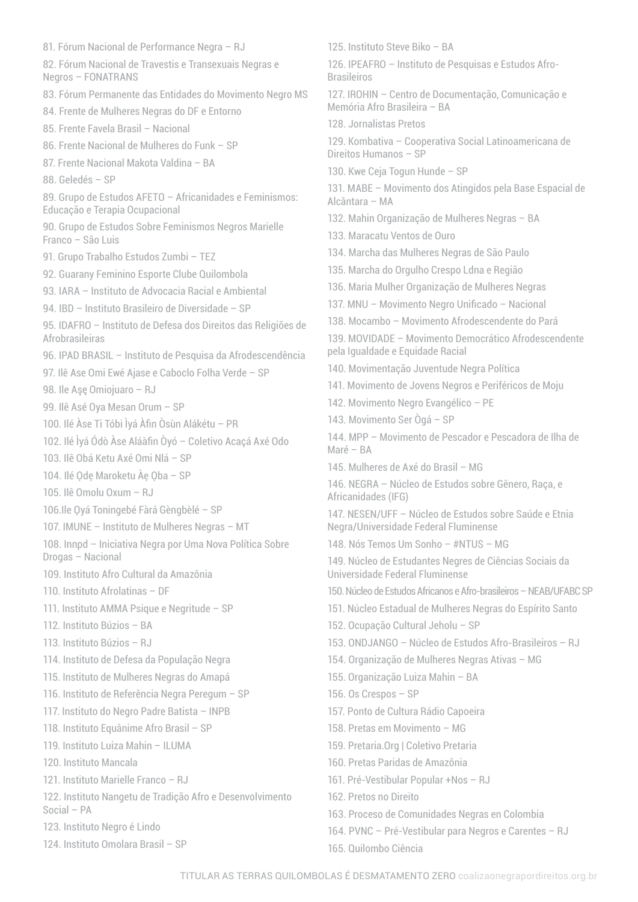81. Fórum Nacional de Performance Negra – RJ
82. Fórum Nacional de Travestis e Transexuais Negras e Negros – FONATRANS
83. Fórum Permanente das Entidades do Movimento Negro MS
84. Frente de Mulheres Negras do DF e Entorno
85. Frente Favela Brasil – Nacional
86. Frente Nacional de Mulheres do Funk – SP
87. Frente Nacional Makota Valdina – BA
88. Geledés – SP
89. Grupo de Estudos AFETO – Africanidades e Feminismos: Educação e Terapia Ocupacional
90. Grupo de Estudos Sobre Feminismos Negros Marielle Franco – São Luis
91. Grupo Trabalho Estudos Zumbi – TEZ
92. Guarany Feminino Esporte Clube Quilombola
93. IARA – Instituto de Advocacia Racial e Ambiental
94. IBD – Instituto Brasileiro de Diversidade – SP
95. IDAFRO – Instituto de Defesa dos Direitos das Religiões de Afrobrasileiras
96. IPAD BRASIL – Instituto de Pesquisa da Afrodescendência
97. Ilê Ase Omi Ewé Ajase e Caboclo Folha Verde – SP
98. Ile Aşę Omiojuaro – RJ
99. Ilê Asé Oya Mesan Orum – SP
100. Ilé Àse Ti Tóbi Ìyá Àfin Òsùn Alákétu – PR
102. Ilé Ìyá Ódò Àse Aláàfin Òyó – Coletivo Acaçá Axé Odo
103. Ilê Obá Ketu Axé Omi Nlá – SP
104. Ilé Ọdẹ Maroketu Àẹ Ọba – SP
105. Ilê Omolu Oxum – RJ
106.Ile Ọyá Toningebé Fàrá Gèngbèlé – SP
107. IMUNE – Instituto de Mulheres Negras – MT
108. Innpd – Iniciativa Negra por Uma Nova Política Sobre Drogas – Nacional
109. Instituto Afro Cultural da Amazônia
110. Instituto Afrolatinas – DF
111. Instituto AMMA Psique e Negritude – SP
112. Instituto Búzios – BA
113. Instituto Búzios – RJ
114. Instituto de Defesa da População Negra
115. Instituto de Mulheres Negras do Amapá
116. Instituto de Referência Negra Peregum – SP
117. Instituto do Negro Padre Batista – INPB
118. Instituto Equânime Afro Brasil – SP
119. Instituto Luiza Mahin – ILUMA
120. Instituto Mancala
121. Instituto Marielle Franco – RJ
122. Instituto Nangetu de Tradição Afro e Desenvolvimento Social – PA
123. Instituto Negro é Lindo
124. Instituto Omolara Brasil – SP
125. Instituto Steve Biko – BA
126. IPEAFRO – Instituto de Pesquisas e Estudos Afro-Brasileiros
127. IROHIN – Centro de Documentação, Comunicação e Memória Afro Brasileira – BA
128. Jornalistas Pretos
129. Kombativa – Cooperativa Social Latinoamericana de Direitos Humanos – SP
130. Kwe Ceja Togun Hunde – SP
131. MABE – Movimento dos Atingidos pela Base Espacial de Alcântara – MA
132. Mahin Organização de Mulheres Negras – BA
133. Maracatu Ventos de Ouro
134. Marcha das Mulheres Negras de São Paulo
135. Marcha do Orgulho Crespo Ldna e Região
136. Maria Mulher Organização de Mulheres Negras
137. MNU – Movimento Negro Unificado – Nacional
138. Mocambo – Movimento Afrodescendente do Pará
139. MOVIDADE – Movimento Democrático Afrodescendente pela Igualdade e Equidade Racial
140. Movimentação Juventude Negra Política
141. Movimento de Jovens Negros e Periféricos de Moju
142. Movimento Negro Evangélico – PE
143. Movimento Ser Ògá – SP
144. MPP – Movimento de Pescador e Pescadora de Ilha de Maré – BA
145. Mulheres de Axé do Brasil – MG
146. NEGRA – Núcleo de Estudos sobre Gênero, Raça, e Africanidades (IFG)
147. NESEN/UFF – Núcleo de Estudos sobre Saúde e Etnia Negra/Universidade Federal Fluminense
148. Nós Temos Um Sonho – #NTUS – MG
149. Núcleo de Estudantes Negres de Ciências Sociais da Universidade Federal Fluminense
150. Núcleo de Estudos Africanos e Afro-brasileiros – NEAB/UFABC SP
151. Núcleo Estadual de Mulheres Negras do Espírito Santo
152. Ocupação Cultural Jeholu – SP
153. ONDJANGO – Núcleo de Estudos Afro-Brasileiros – RJ
154. Organização de Mulheres Negras Ativas – MG
155. Organização Luiza Mahin – BA
156. Os Crespos – SP
157. Ponto de Cultura Rádio Capoeira
158. Pretas em Movimento – MG
159. Pretaria.Org | Coletivo Pretaria
160. Pretas Paridas de Amazônia
161. Pré-Vestibular Popular +Nos – RJ
162. Pretos no Direito
163. Proceso de Comunidades Negras en Colombia
164. PVNC – Pré-Vestibular para Negros e Carentes – RJ
165. Quilombo Ciência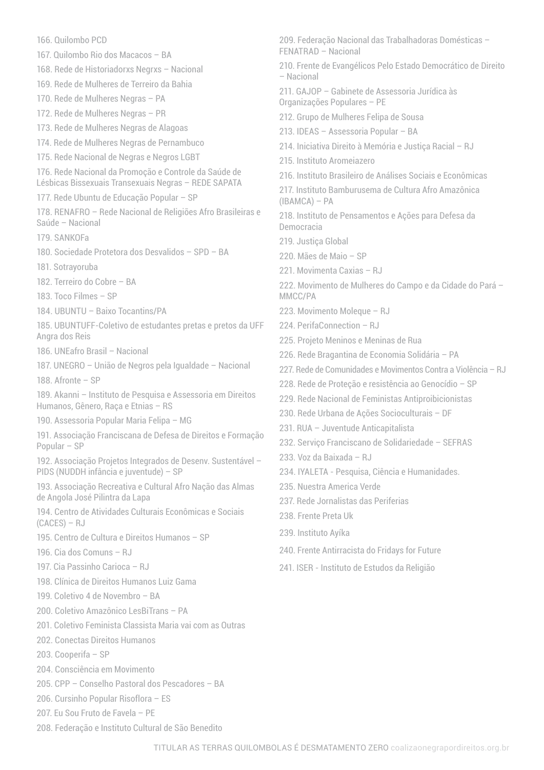166. Quilombo PCD

167. Quilombo Rio dos Macacos – BA

168. Rede de Historiadorxs Negrxs – Nacional

169. Rede de Mulheres de Terreiro da Bahia

170. Rede de Mulheres Negras – PA

172. Rede de Mulheres Negras – PR

173. Rede de Mulheres Negras de Alagoas

174. Rede de Mulheres Negras de Pernambuco

175. Rede Nacional de Negras e Negros LGBT

176. Rede Nacional da Promoção e Controle da Saúde de Lésbicas Bissexuais Transexuais Negras – REDE SAPATA

177. Rede Ubuntu de Educação Popular – SP

178. RENAFRO – Rede Nacional de Religiões Afro Brasileiras e Saúde – Nacional

179. SANKOFa

180. Sociedade Protetora dos Desvalidos – SPD – BA

181. Sotrayoruba

182. Terreiro do Cobre – BA

183. Toco Filmes – SP

184. UBUNTU – Baixo Tocantins/PA

185. UBUNTUFF-Coletivo de estudantes pretas e pretos da UFF Angra dos Reis

186. UNEafro Brasil – Nacional

187. UNEGRO – União de Negros pela Igualdade – Nacional

188. Afronte – SP

189. Akanni – Instituto de Pesquisa e Assessoria em Direitos Humanos, Gênero, Raça e Etnias – RS

190. Assessoria Popular Maria Felipa – MG

191. Associação Franciscana de Defesa de Direitos e Formação Popular – SP

192. Associação Projetos Integrados de Desenv. Sustentável – PIDS (NUDDH infância e juventude) – SP

193. Associação Recreativa e Cultural Afro Nação das Almas de Angola José Pilintra da Lapa

194. Centro de Atividades Culturais Econômicas e Sociais (CACES) – RJ

195. Centro de Cultura e Direitos Humanos – SP

196. Cia dos Comuns – RJ

197. Cia Passinho Carioca – RJ

198. Clínica de Direitos Humanos Luiz Gama

199. Coletivo 4 de Novembro – BA

200. Coletivo Amazônico LesBiTrans – PA

201. Coletivo Feminista Classista Maria vai com as Outras

202. Conectas Direitos Humanos

203. Cooperifa – SP

204. Consciência em Movimento

205. CPP – Conselho Pastoral dos Pescadores – BA

206. Cursinho Popular Risoflora – ES

207. Eu Sou Fruto de Favela – PE

208. Federação e Instituto Cultural de São Benedito

209. Federação Nacional das Trabalhadoras Domésticas – FENATRAD – Nacional

210. Frente de Evangélicos Pelo Estado Democrático de Direito – Nacional

211. GAJOP – Gabinete de Assessoria Jurídica às Organizações Populares – PE

212. Grupo de Mulheres Felipa de Sousa

213. IDEAS – Assessoria Popular – BA

214. Iniciativa Direito à Memória e Justiça Racial – RJ

215. Instituto Aromeiazero

216. Instituto Brasileiro de Análises Sociais e Econômicas

217. Instituto Bamburusema de Cultura Afro Amazônica (IBAMCA) – PA

218. Instituto de Pensamentos e Ações para Defesa da Democracia

219. Justiça Global

220. Mães de Maio – SP

221. Movimenta Caxias – RJ

222. Movimento de Mulheres do Campo e da Cidade do Pará – MMCC/PA

223. Movimento Moleque – RJ

224. PerifaConnection – RJ

225. Projeto Meninos e Meninas de Rua

226. Rede Bragantina de Economia Solidária – PA

227. Rede de Comunidades e Movimentos Contra a Violência – RJ

228. Rede de Proteção e resistência ao Genocídio – SP

229. Rede Nacional de Feministas Antiproibicionistas

230. Rede Urbana de Ações Socioculturais – DF

231. RUA – Juventude Anticapitalista

232. Serviço Franciscano de Solidariedade – SEFRAS

233. Voz da Baixada – RJ

234. IYALETA - Pesquisa, Ciência e Humanidades.

235. Nuestra America Verde

237. Rede Jornalistas das Periferias

238. Frente Preta Uk

239. Instituto Ayíka

240. Frente Antirracista do Fridays for Future

241. ISER - Instituto de Estudos da Religião